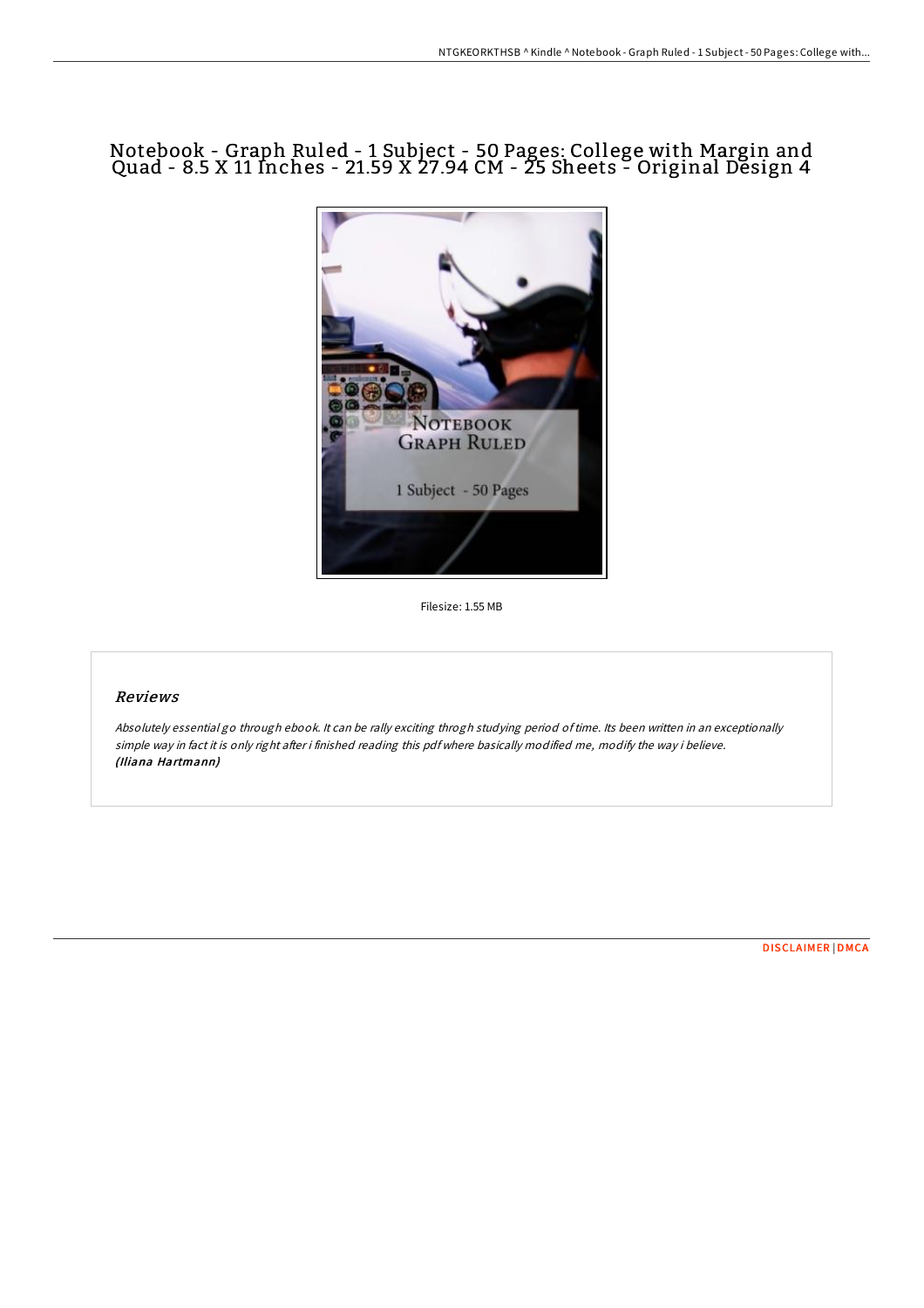# Notebook - Graph Ruled - 1 Subject - 50 Pages: College with Margin and Quad - 8.5 X 11 Inches - 21.59 X 27.94 CM - 25 Sheets - Original Design 4

Filesize: 1.55 MB

## *Reviews*

*Absolutely essential go through ebook. It can be rally exciting throgh studying period of time. Its been written in an exceptionally simple way in fact it is only right after i finished reading this pdf where basically modified me, modify the way i believe.*
***(Iliana Hartmann)***

DISCLAIMER | DMCA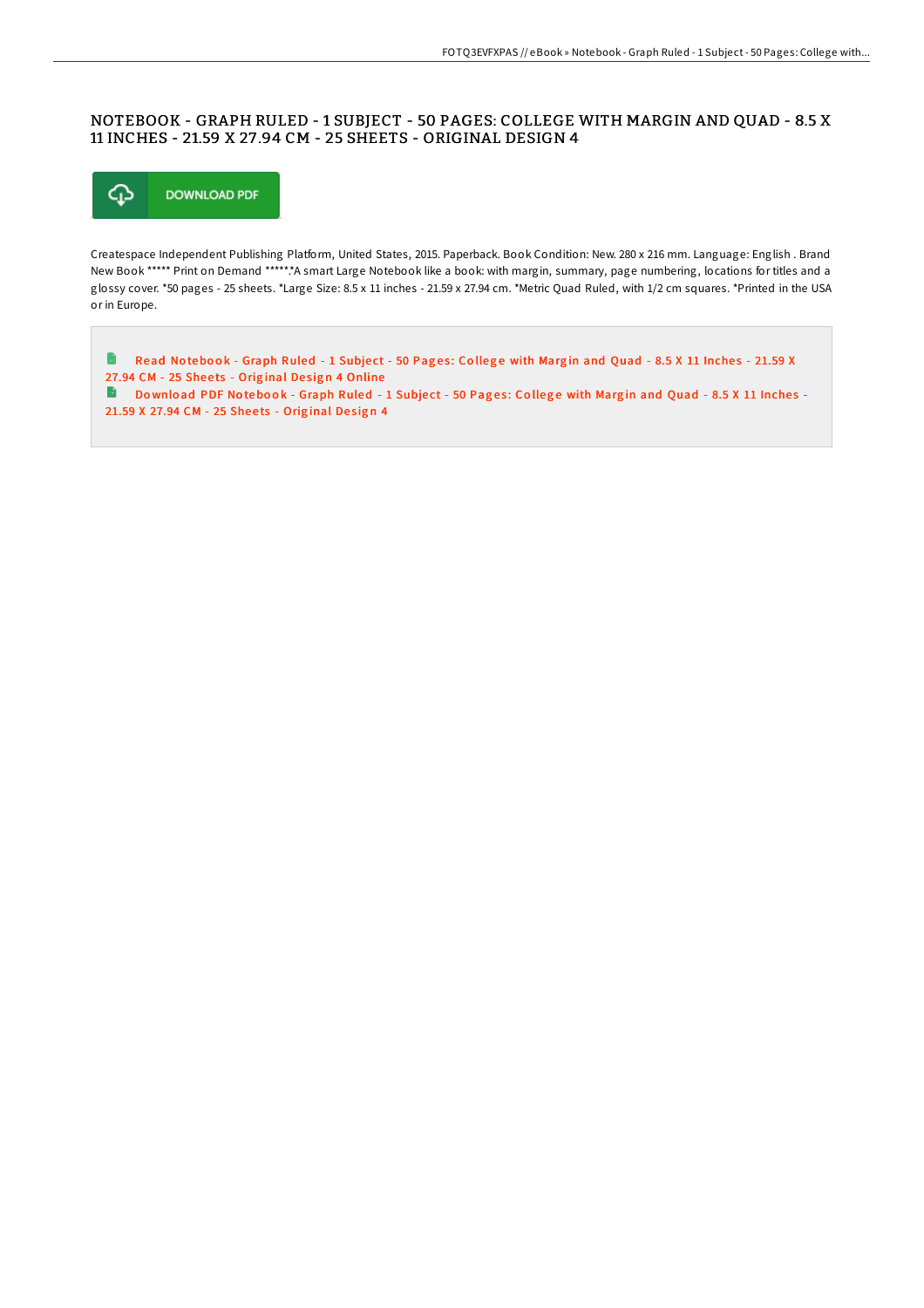# NOTEBOOK - GRAPH RULED - 1 SUBJECT - 50 PAGES: COLLEGE WITH MARGIN AND QUAD - 8.5 X 11 INCHES - 21.59 X 27.94 CM - 25 SHEETS - ORIGINAL DESIGN 4

DOWNLOAD PDF

Createspace Independent Publishing Platform, United States, 2015. Paperback. Book Condition: New. 280 x 216 mm. Language: English . Brand New Book ***** Print on Demand *****.*A smart Large Notebook like a book: with margin, summary, page numbering, locations for titles and a glossy cover. *50 pages - 25 sheets. *Large Size: 8.5 x 11 inches - 21.59 x 27.94 cm. *Metric Quad Ruled, with 1/2 cm squares. *Printed in the USA or in Europe.

Read Notebook - Graph Ruled - 1 Subject - 50 Pages: College with Margin and Quad - 8.5 X 11 Inches - 21.59 X 27.94 CM - 25 Sheets - Original Design 4 Online

Download PDF Notebook - Graph Ruled - 1 Subject - 50 Pages: College with Margin and Quad - 8.5 X 11 Inches - 21.59 X 27.94 CM - 25 Sheets - Original Design 4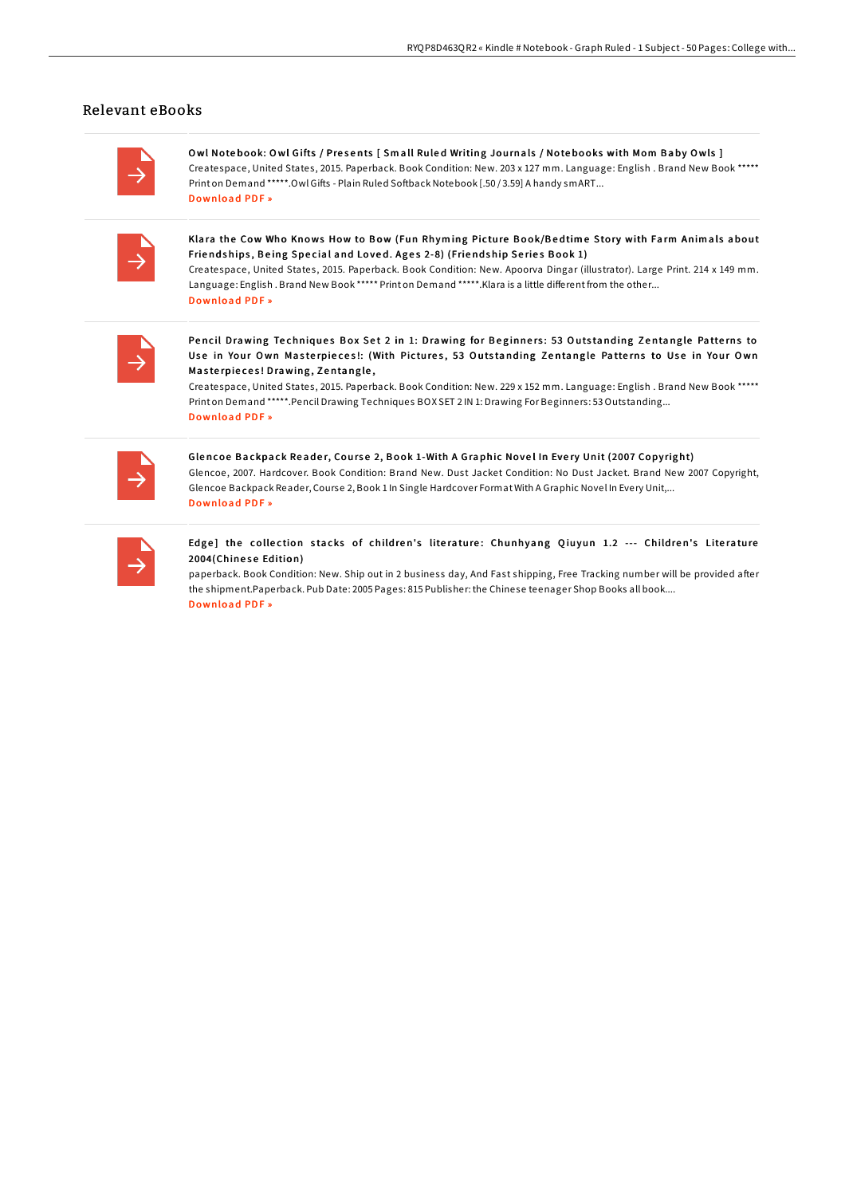## Relevant eBooks

**Owl Notebook: Owl Gifts / Presents [ Small Ruled Writing Journals / Notebooks with Mom Baby Owls ]**
Createspace, United States, 2015. Paperback. Book Condition: New. 203 x 127 mm. Language: English . Brand New Book ***** Print on Demand *****.Owl Gifts - Plain Ruled Softback Notebook [.50 / 3.59] A handy smART...
Download PDF »

**Klara the Cow Who Knows How to Bow (Fun Rhyming Picture Book/Bedtime Story with Farm Animals about Friendships, Being Special and Loved. Ages 2-8) (Friendship Series Book 1)**
Createspace, United States, 2015. Paperback. Book Condition: New. Apoorva Dingar (illustrator). Large Print. 214 x 149 mm. Language: English . Brand New Book ***** Print on Demand *****.Klara is a little different from the other...
Download PDF »

**Pencil Drawing Techniques Box Set 2 in 1: Drawing for Beginners: 53 Outstanding Zentangle Patterns to Use in Your Own Masterpieces!: (With Pictures, 53 Outstanding Zentangle Patterns to Use in Your Own Masterpieces! Drawing, Zentangle,**
Createspace, United States, 2015. Paperback. Book Condition: New. 229 x 152 mm. Language: English . Brand New Book ***** Print on Demand *****.Pencil Drawing Techniques BOX SET 2 IN 1: Drawing For Beginners: 53 Outstanding...
Download PDF »

**Glencoe Backpack Reader, Course 2, Book 1-With A Graphic Novel In Every Unit (2007 Copyright)**
Glencoe, 2007. Hardcover. Book Condition: Brand New. Dust Jacket Condition: No Dust Jacket. Brand New 2007 Copyright, Glencoe Backpack Reader, Course 2, Book 1 In Single Hardcover Format With A Graphic Novel In Every Unit,...
Download PDF »

**Edge] the collection stacks of children's literature: Chunhyang Qiuyun 1.2 --- Children's Literature 2004(Chinese Edition)**
paperback. Book Condition: New. Ship out in 2 business day, And Fast shipping, Free Tracking number will be provided after the shipment.Paperback. Pub Date: 2005 Pages: 815 Publisher: the Chinese teenager Shop Books all book....
Download PDF »